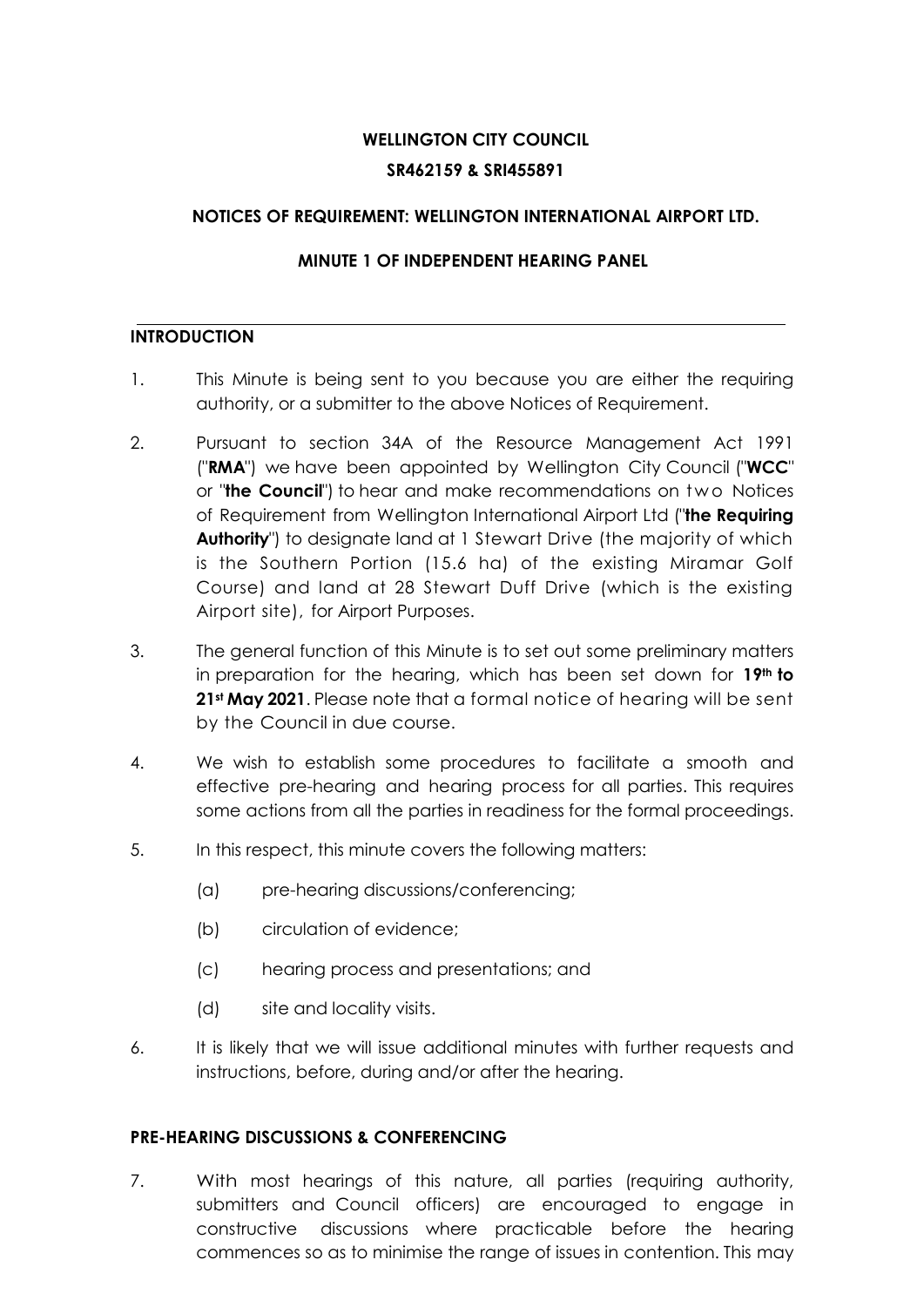**WELLINGTON CITY COUNCIL**

**SR462159 & SRI455891**

**NOTICES OF REQUIREMENT: WELLINGTON INTERNATIONAL AIRPORT LTD.**

**MINUTE 1 OF INDEPENDENT HEARING PANEL**

---

## INTRODUCTION

1. This Minute is being sent to you because you are either the requiring authority, or a submitter to the above Notices of Requirement.

2. Pursuant to section 34A of the Resource Management Act 1991 ("**RMA**") we have been appointed by Wellington City Council ("**WCC**" or "**the Council**") to hear and make recommendations on two Notices of Requirement from Wellington International Airport Ltd ("**the Requiring Authority**") to designate land at 1 Stewart Drive (the majority of which is the Southern Portion (15.6 ha) of the existing Miramar Golf Course) and land at 28 Stewart Duff Drive (which is the existing Airport site), for Airport Purposes.

3. The general function of this Minute is to set out some preliminary matters in preparation for the hearing, which has been set down for **19th to 21st May 2021**. Please note that a formal notice of hearing will be sent by the Council in due course.

4. We wish to establish some procedures to facilitate a smooth and effective pre-hearing and hearing process for all parties. This requires some actions from all the parties in readiness for the formal proceedings.

5. In this respect, this minute covers the following matters:

   (a) pre-hearing discussions/conferencing;

   (b) circulation of evidence;

   (c) hearing process and presentations; and

   (d) site and locality visits.

6. It is likely that we will issue additional minutes with further requests and instructions, before, during and/or after the hearing.

## PRE-HEARING DISCUSSIONS & CONFERENCING

7. With most hearings of this nature, all parties (requiring authority, submitters and Council officers) are encouraged to engage in constructive discussions where practicable before the hearing commences so as to minimise the range of issues in contention. This may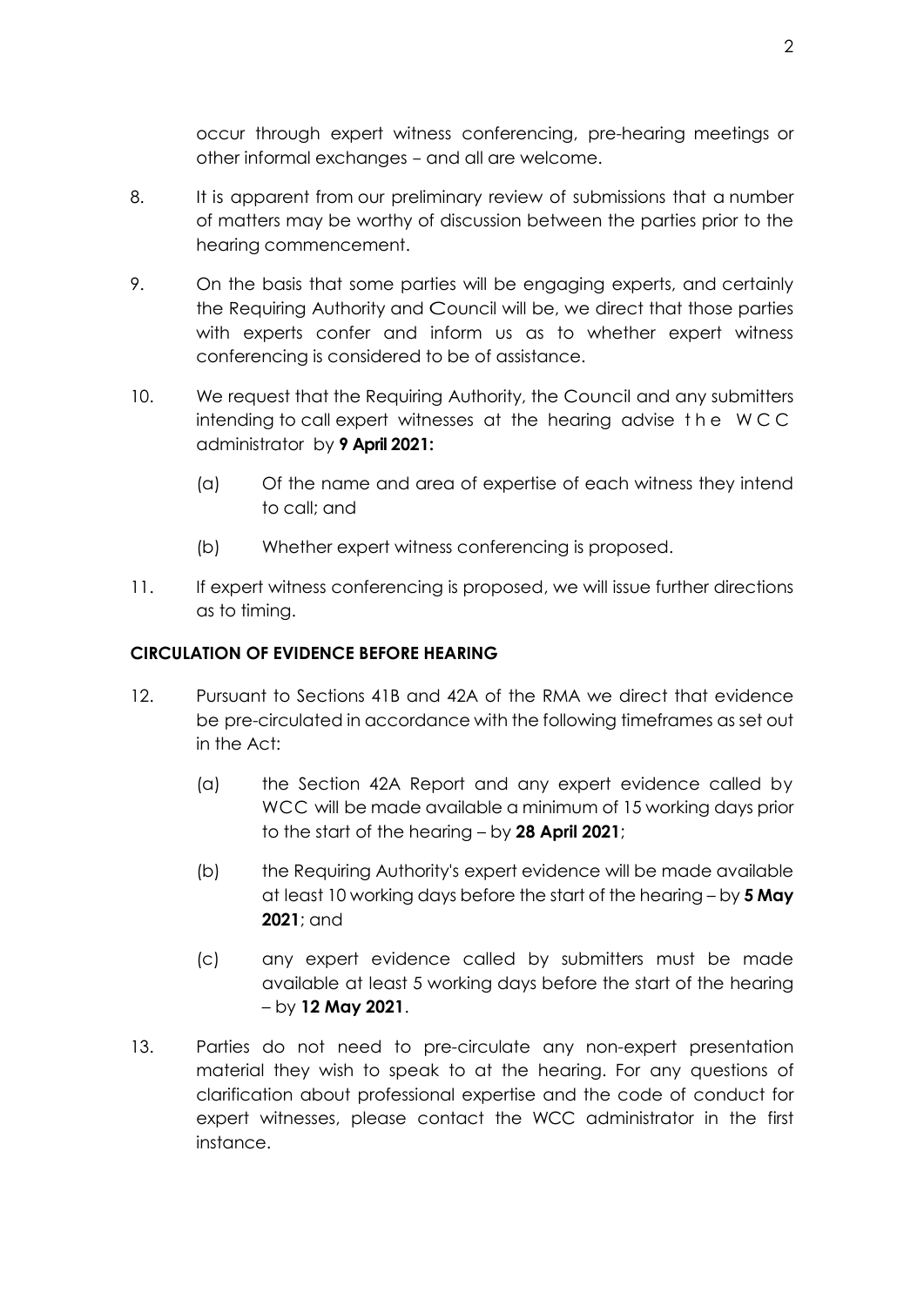occur through expert witness conferencing, pre-hearing meetings or other informal exchanges – and all are welcome.

8. It is apparent from our preliminary review of submissions that a number of matters may be worthy of discussion between the parties prior to the hearing commencement.

9. On the basis that some parties will be engaging experts, and certainly the Requiring Authority and Council will be, we direct that those parties with experts confer and inform us as to whether expert witness conferencing is considered to be of assistance.

10. We request that the Requiring Authority, the Council and any submitters intending to call expert witnesses at the hearing advise the WCC administrator by **9 April 2021:**

    (a) Of the name and area of expertise of each witness they intend to call; and

    (b) Whether expert witness conferencing is proposed.

11. If expert witness conferencing is proposed, we will issue further directions as to timing.

**CIRCULATION OF EVIDENCE BEFORE HEARING**

12. Pursuant to Sections 41B and 42A of the RMA we direct that evidence be pre-circulated in accordance with the following timeframes as set out in the Act:

    (a) the Section 42A Report and any expert evidence called by WCC will be made available a minimum of 15 working days prior to the start of the hearing – by **28 April 2021**;

    (b) the Requiring Authority's expert evidence will be made available at least 10 working days before the start of the hearing – by **5 May 2021**; and

    (c) any expert evidence called by submitters must be made available at least 5 working days before the start of the hearing – by **12 May 2021**.

13. Parties do not need to pre-circulate any non-expert presentation material they wish to speak to at the hearing. For any questions of clarification about professional expertise and the code of conduct for expert witnesses, please contact the WCC administrator in the first instance.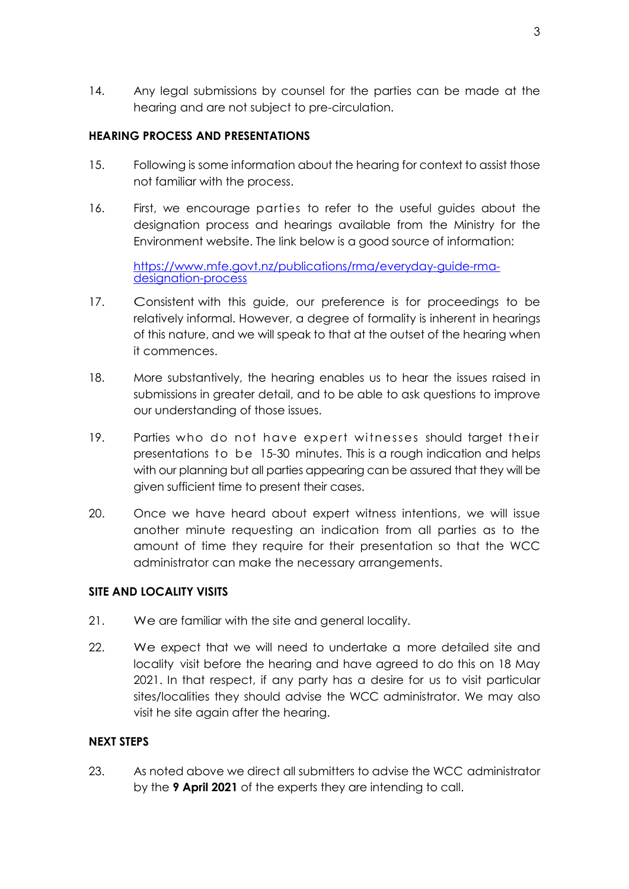14. Any legal submissions by counsel for the parties can be made at the hearing and are not subject to pre-circulation.

**HEARING PROCESS AND PRESENTATIONS**

15. Following is some information about the hearing for context to assist those not familiar with the process.

16. First, we encourage parties to refer to the useful guides about the designation process and hearings available from the Ministry for the Environment website. The link below is a good source of information:

    [https://www.mfe.govt.nz/publications/rma/everyday-guide-rma-designation-process](https://www.mfe.govt.nz/publications/rma/everyday-guide-rma-designation-process)

17. Consistent with this guide, our preference is for proceedings to be relatively informal. However, a degree of formality is inherent in hearings of this nature, and we will speak to that at the outset of the hearing when it commences.

18. More substantively, the hearing enables us to hear the issues raised in submissions in greater detail, and to be able to ask questions to improve our understanding of those issues.

19. Parties who do not have expert witnesses should target their presentations to be 15-30 minutes. This is a rough indication and helps with our planning but all parties appearing can be assured that they will be given sufficient time to present their cases.

20. Once we have heard about expert witness intentions, we will issue another minute requesting an indication from all parties as to the amount of time they require for their presentation so that the WCC administrator can make the necessary arrangements.

**SITE AND LOCALITY VISITS**

21. We are familiar with the site and general locality.

22. We expect that we will need to undertake a more detailed site and locality visit before the hearing and have agreed to do this on 18 May 2021. In that respect, if any party has a desire for us to visit particular sites/localities they should advise the WCC administrator. We may also visit he site again after the hearing.

**NEXT STEPS**

23. As noted above we direct all submitters to advise the WCC administrator by the **9 April 2021** of the experts they are intending to call.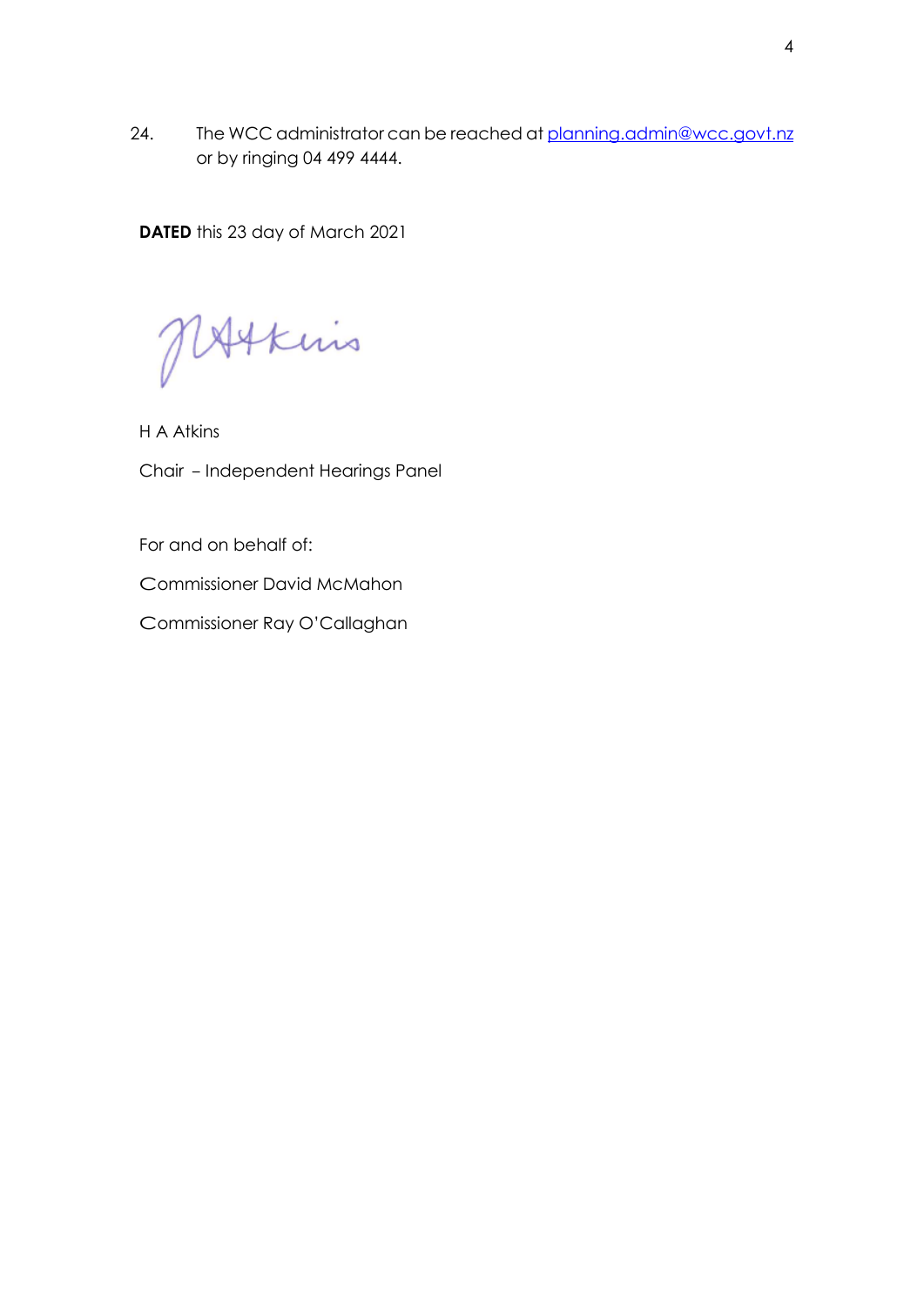24. The WCC administrator can be reached at planning.admin@wcc.govt.nz or by ringing 04 499 4444.

**DATED** this 23 day of March 2021

H A Atkins

Chair – Independent Hearings Panel

For and on behalf of:

Commissioner David McMahon

Commissioner Ray O'Callaghan